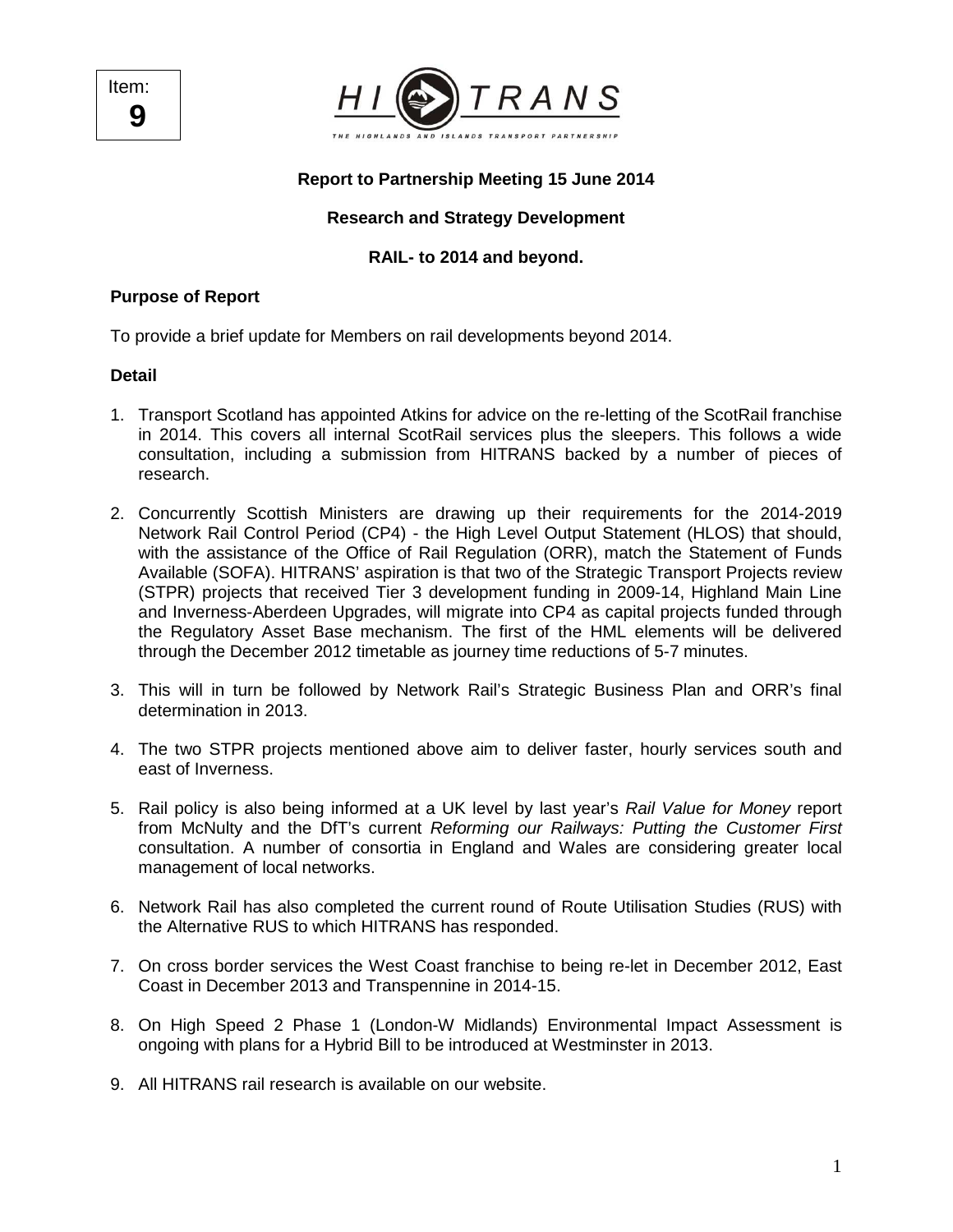Item:
**9**

HI TRANS

THE HIGHLANDS AND ISLANDS TRANSPORT PARTNERSHIP

**Report to Partnership Meeting 15 June 2014**

**Research and Strategy Development**

**RAIL- to 2014 and beyond.**

**Purpose of Report**

To provide a brief update for Members on rail developments beyond 2014.

**Detail**

1. Transport Scotland has appointed Atkins for advice on the re-letting of the ScotRail franchise in 2014. This covers all internal ScotRail services plus the sleepers. This follows a wide consultation, including a submission from HITRANS backed by a number of pieces of research.

2. Concurrently Scottish Ministers are drawing up their requirements for the 2014-2019 Network Rail Control Period (CP4) - the High Level Output Statement (HLOS) that should, with the assistance of the Office of Rail Regulation (ORR), match the Statement of Funds Available (SOFA). HITRANS' aspiration is that two of the Strategic Transport Projects review (STPR) projects that received Tier 3 development funding in 2009-14, Highland Main Line and Inverness-Aberdeen Upgrades, will migrate into CP4 as capital projects funded through the Regulatory Asset Base mechanism. The first of the HML elements will be delivered through the December 2012 timetable as journey time reductions of 5-7 minutes.

3. This will in turn be followed by Network Rail's Strategic Business Plan and ORR's final determination in 2013.

4. The two STPR projects mentioned above aim to deliver faster, hourly services south and east of Inverness.

5. Rail policy is also being informed at a UK level by last year's *Rail Value for Money* report from McNulty and the DfT's current *Reforming our Railways: Putting the Customer First* consultation. A number of consortia in England and Wales are considering greater local management of local networks.

6. Network Rail has also completed the current round of Route Utilisation Studies (RUS) with the Alternative RUS to which HITRANS has responded.

7. On cross border services the West Coast franchise to being re-let in December 2012, East Coast in December 2013 and Transpennine in 2014-15.

8. On High Speed 2 Phase 1 (London-W Midlands) Environmental Impact Assessment is ongoing with plans for a Hybrid Bill to be introduced at Westminster in 2013.

9. All HITRANS rail research is available on our website.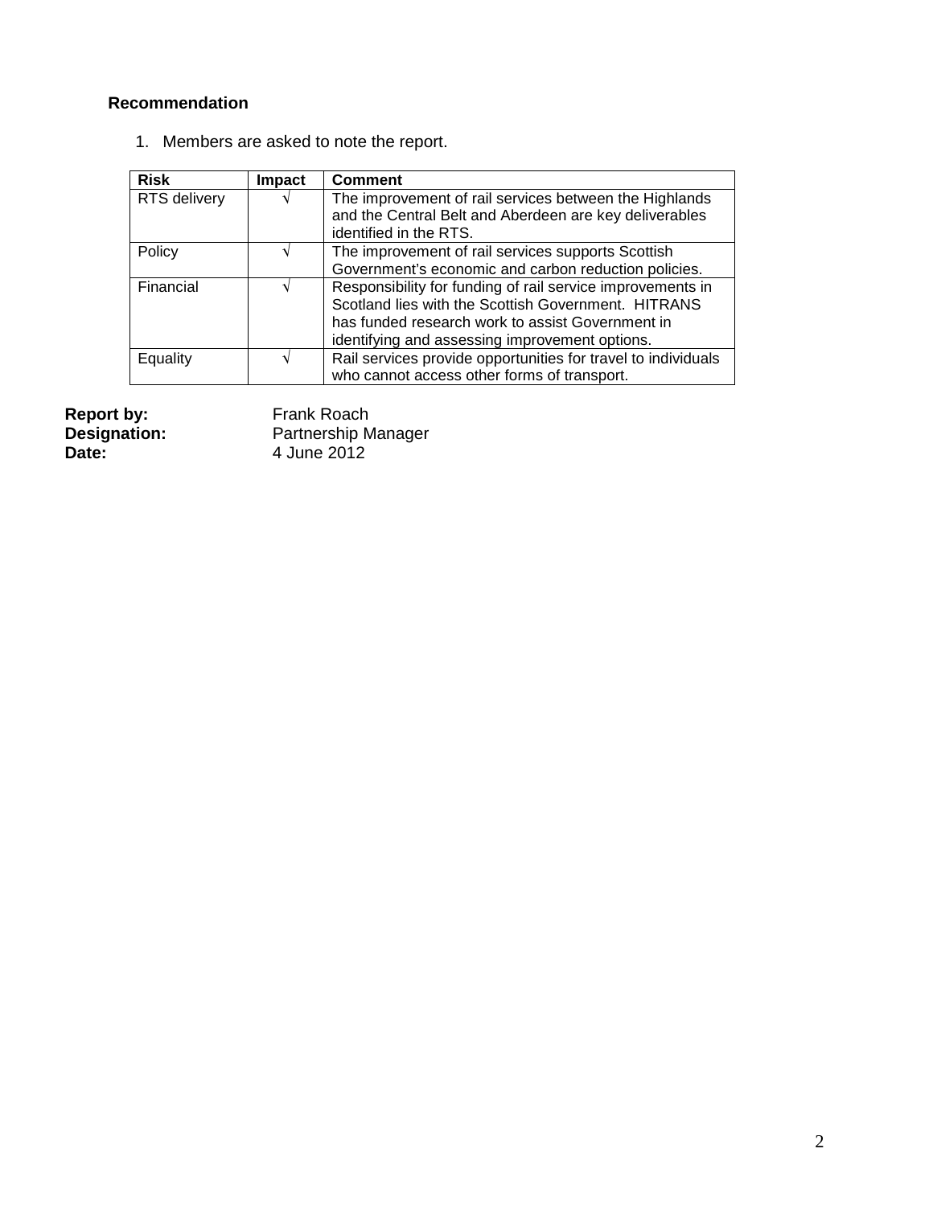**Recommendation**

1. Members are asked to note the report.

| Risk | Impact | Comment |
|---|---|---|
| RTS delivery | √ | The improvement of rail services between the Highlands and the Central Belt and Aberdeen are key deliverables identified in the RTS. |
| Policy | √ | The improvement of rail services supports Scottish Government's economic and carbon reduction policies. |
| Financial | √ | Responsibility for funding of rail service improvements in Scotland lies with the Scottish Government. HITRANS has funded research work to assist Government in identifying and assessing improvement options. |
| Equality | √ | Rail services provide opportunities for travel to individuals who cannot access other forms of transport. |

**Report by:** Frank Roach
**Designation:** Partnership Manager
**Date:** 4 June 2012